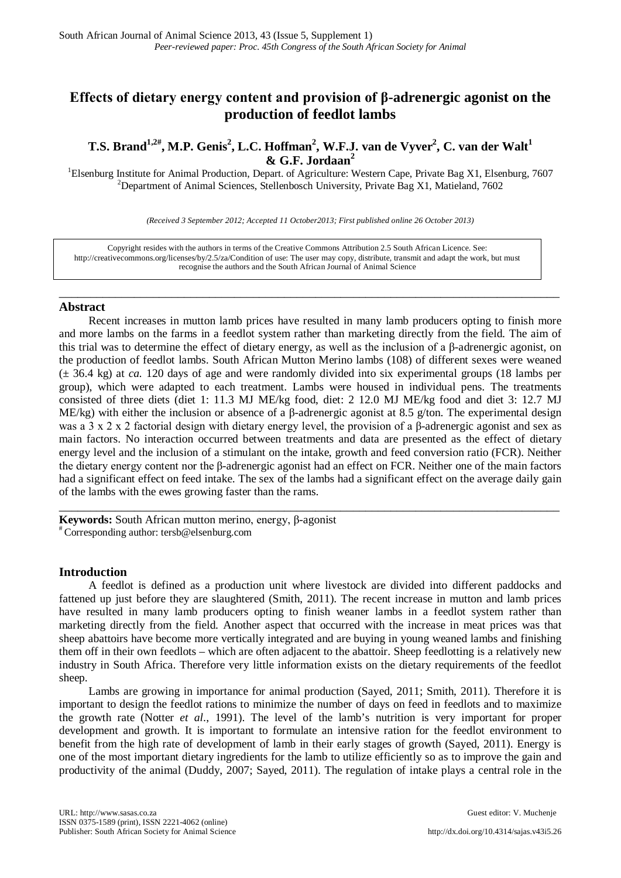# Effects of dietary energy content and provision of β-adrenergic agonist on the production of feedlot lambs

**T.S. Brand[1,2#], M.P. Genis[2], L.C. Hoffman[2], W.F.J. van de Vyver[2], C. van der Walt[1] & G.F. Jordaan[2]**

[1]Elsenburg Institute for Animal Production, Depart. of Agriculture: Western Cape, Private Bag X1, Elsenburg, 7607
[2]Department of Animal Sciences, Stellenbosch University, Private Bag X1, Matieland, 7602

*(Received 3 September 2012; Accepted 11 October2013; First published online 26 October 2013)*

Copyright resides with the authors in terms of the Creative Commons Attribution 2.5 South African Licence. See: http://creativecommons.org/licenses/by/2.5/za/Condition of use: The user may copy, distribute, transmit and adapt the work, but must recognise the authors and the South African Journal of Animal Science

## Abstract

Recent increases in mutton lamb prices have resulted in many lamb producers opting to finish more and more lambs on the farms in a feedlot system rather than marketing directly from the field. The aim of this trial was to determine the effect of dietary energy, as well as the inclusion of a β-adrenergic agonist, on the production of feedlot lambs. South African Mutton Merino lambs (108) of different sexes were weaned (± 36.4 kg) at *ca.* 120 days of age and were randomly divided into six experimental groups (18 lambs per group), which were adapted to each treatment. Lambs were housed in individual pens. The treatments consisted of three diets (diet 1: 11.3 MJ ME/kg food, diet: 2 12.0 MJ ME/kg food and diet 3: 12.7 MJ ME/kg) with either the inclusion or absence of a β-adrenergic agonist at 8.5 g/ton. The experimental design was a 3 x 2 x 2 factorial design with dietary energy level, the provision of a β-adrenergic agonist and sex as main factors. No interaction occurred between treatments and data are presented as the effect of dietary energy level and the inclusion of a stimulant on the intake, growth and feed conversion ratio (FCR). Neither the dietary energy content nor the β-adrenergic agonist had an effect on FCR. Neither one of the main factors had a significant effect on feed intake. The sex of the lambs had a significant effect on the average daily gain of the lambs with the ewes growing faster than the rams.

**Keywords:** South African mutton merino, energy, β-agonist
[#] Corresponding author: tersb@elsenburg.com

## Introduction

A feedlot is defined as a production unit where livestock are divided into different paddocks and fattened up just before they are slaughtered (Smith, 2011). The recent increase in mutton and lamb prices have resulted in many lamb producers opting to finish weaner lambs in a feedlot system rather than marketing directly from the field. Another aspect that occurred with the increase in meat prices was that sheep abattoirs have become more vertically integrated and are buying in young weaned lambs and finishing them off in their own feedlots – which are often adjacent to the abattoir. Sheep feedlotting is a relatively new industry in South Africa. Therefore very little information exists on the dietary requirements of the feedlot sheep.

Lambs are growing in importance for animal production (Sayed, 2011; Smith, 2011). Therefore it is important to design the feedlot rations to minimize the number of days on feed in feedlots and to maximize the growth rate (Notter *et al*., 1991). The level of the lamb's nutrition is very important for proper development and growth. It is important to formulate an intensive ration for the feedlot environment to benefit from the high rate of development of lamb in their early stages of growth (Sayed, 2011). Energy is one of the most important dietary ingredients for the lamb to utilize efficiently so as to improve the gain and productivity of the animal (Duddy, 2007; Sayed, 2011). The regulation of intake plays a central role in the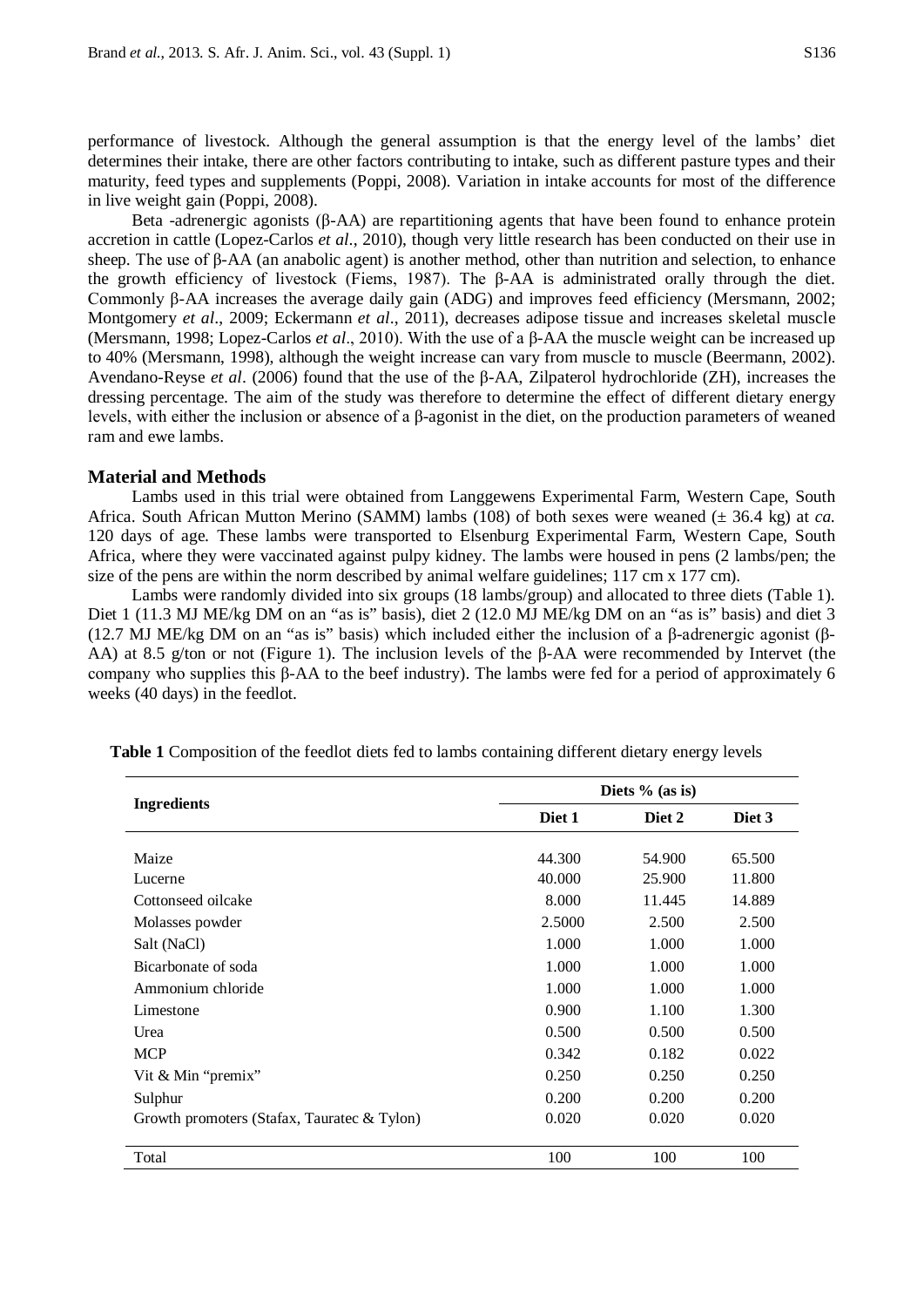performance of livestock. Although the general assumption is that the energy level of the lambs' diet determines their intake, there are other factors contributing to intake, such as different pasture types and their maturity, feed types and supplements (Poppi, 2008). Variation in intake accounts for most of the difference in live weight gain (Poppi, 2008).

Beta -adrenergic agonists (β-AA) are repartitioning agents that have been found to enhance protein accretion in cattle (Lopez-Carlos *et al*., 2010), though very little research has been conducted on their use in sheep. The use of β-AA (an anabolic agent) is another method, other than nutrition and selection, to enhance the growth efficiency of livestock (Fiems, 1987). The β-AA is administrated orally through the diet. Commonly β-AA increases the average daily gain (ADG) and improves feed efficiency (Mersmann, 2002; Montgomery *et al*., 2009; Eckermann *et al*., 2011), decreases adipose tissue and increases skeletal muscle (Mersmann, 1998; Lopez-Carlos *et al*., 2010). With the use of a β-AA the muscle weight can be increased up to 40% (Mersmann, 1998), although the weight increase can vary from muscle to muscle (Beermann, 2002). Avendano-Reyse *et al*. (2006) found that the use of the β-AA, Zilpaterol hydrochloride (ZH), increases the dressing percentage. The aim of the study was therefore to determine the effect of different dietary energy levels, with either the inclusion or absence of a β-agonist in the diet, on the production parameters of weaned ram and ewe lambs.

## Material and Methods

Lambs used in this trial were obtained from Langgewens Experimental Farm, Western Cape, South Africa. South African Mutton Merino (SAMM) lambs (108) of both sexes were weaned (± 36.4 kg) at *ca.* 120 days of age. These lambs were transported to Elsenburg Experimental Farm, Western Cape, South Africa, where they were vaccinated against pulpy kidney. The lambs were housed in pens (2 lambs/pen; the size of the pens are within the norm described by animal welfare guidelines; 117 cm x 177 cm).

Lambs were randomly divided into six groups (18 lambs/group) and allocated to three diets (Table 1). Diet 1 (11.3 MJ ME/kg DM on an "as is" basis), diet 2 (12.0 MJ ME/kg DM on an "as is" basis) and diet 3 (12.7 MJ ME/kg DM on an "as is" basis) which included either the inclusion of a β-adrenergic agonist (β-AA) at 8.5 g/ton or not (Figure 1). The inclusion levels of the β-AA were recommended by Intervet (the company who supplies this β-AA to the beef industry). The lambs were fed for a period of approximately 6 weeks (40 days) in the feedlot.

**Table 1** Composition of the feedlot diets fed to lambs containing different dietary energy levels

| Ingredients | Diets % (as is) | | |
|---|---|---|---|
| | Diet 1 | Diet 2 | Diet 3 |
| Maize | 44.300 | 54.900 | 65.500 |
| Lucerne | 40.000 | 25.900 | 11.800 |
| Cottonseed oilcake | 8.000 | 11.445 | 14.889 |
| Molasses powder | 2.5000 | 2.500 | 2.500 |
| Salt (NaCl) | 1.000 | 1.000 | 1.000 |
| Bicarbonate of soda | 1.000 | 1.000 | 1.000 |
| Ammonium chloride | 1.000 | 1.000 | 1.000 |
| Limestone | 0.900 | 1.100 | 1.300 |
| Urea | 0.500 | 0.500 | 0.500 |
| MCP | 0.342 | 0.182 | 0.022 |
| Vit & Min "premix" | 0.250 | 0.250 | 0.250 |
| Sulphur | 0.200 | 0.200 | 0.200 |
| Growth promoters (Stafax, Tauratec & Tylon) | 0.020 | 0.020 | 0.020 |
| Total | 100 | 100 | 100 |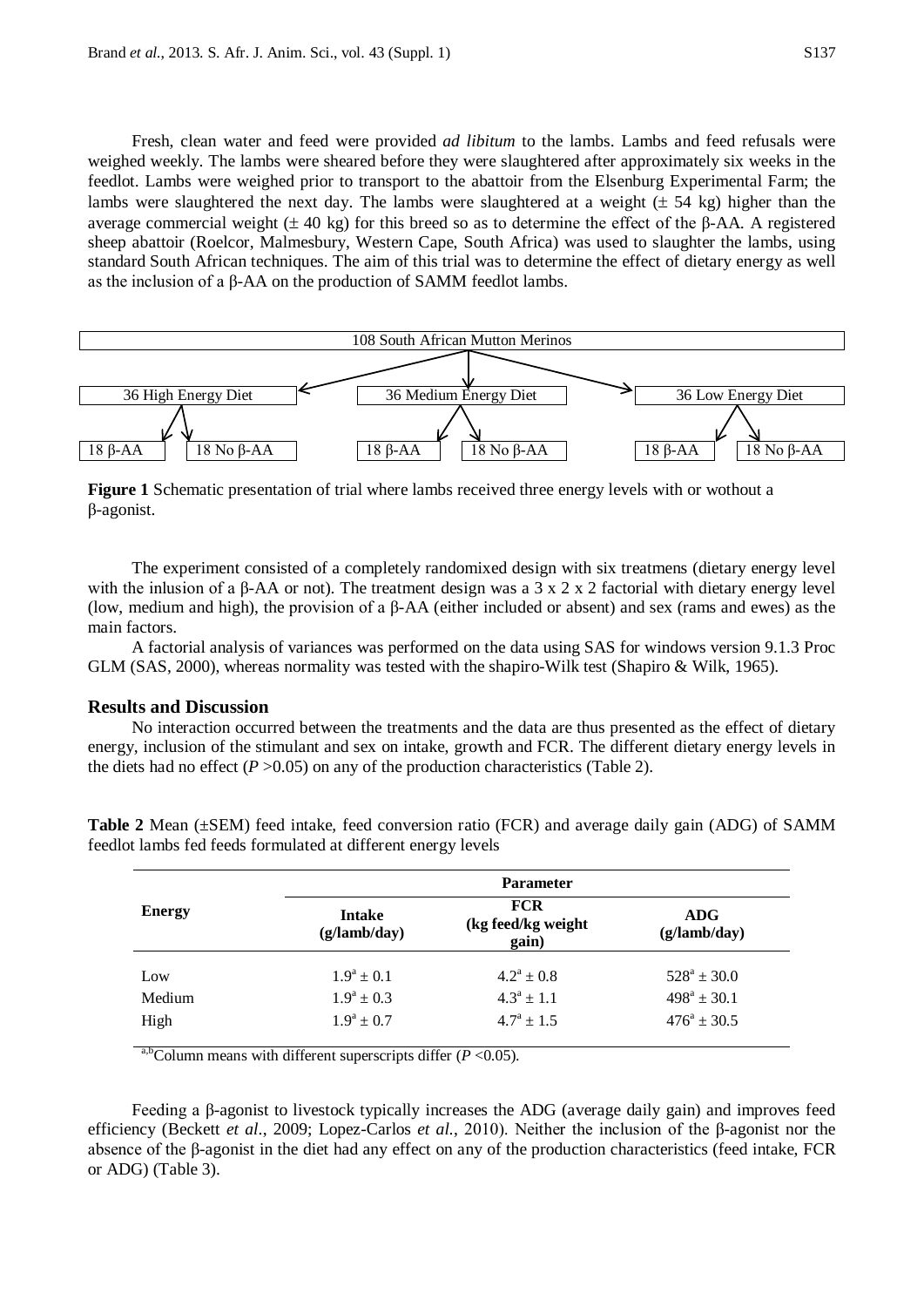Fresh, clean water and feed were provided *ad libitum* to the lambs. Lambs and feed refusals were weighed weekly. The lambs were sheared before they were slaughtered after approximately six weeks in the feedlot. Lambs were weighed prior to transport to the abattoir from the Elsenburg Experimental Farm; the lambs were slaughtered the next day. The lambs were slaughtered at a weight (± 54 kg) higher than the average commercial weight (± 40 kg) for this breed so as to determine the effect of the β-AA. A registered sheep abattoir (Roelcor, Malmesbury, Western Cape, South Africa) was used to slaughter the lambs, using standard South African techniques. The aim of this trial was to determine the effect of dietary energy as well as the inclusion of a β-AA on the production of SAMM feedlot lambs.

108 South African Mutton Merinos

- 36 High Energy Diet
  - 18 β-AA
  - 18 No β-AA
- 36 Medium Energy Diet
  - 18 β-AA
  - 18 No β-AA
- 36 Low Energy Diet
  - 18 β-AA
  - 18 No β-AA

**Figure 1** Schematic presentation of trial where lambs received three energy levels with or wothout a β-agonist.

The experiment consisted of a completely randomixed design with six treatmens (dietary energy level with the inlusion of a β-AA or not). The treatment design was a 3 x 2 x 2 factorial with dietary energy level (low, medium and high), the provision of a β-AA (either included or absent) and sex (rams and ewes) as the main factors.

A factorial analysis of variances was performed on the data using SAS for windows version 9.1.3 Proc GLM (SAS, 2000), whereas normality was tested with the shapiro-Wilk test (Shapiro & Wilk, 1965).

## Results and Discussion

No interaction occurred between the treatments and the data are thus presented as the effect of dietary energy, inclusion of the stimulant and sex on intake, growth and FCR. The different dietary energy levels in the diets had no effect ($P$ >0.05) on any of the production characteristics (Table 2).

**Table 2** Mean (±SEM) feed intake, feed conversion ratio (FCR) and average daily gain (ADG) of SAMM feedlot lambs fed feeds formulated at different energy levels

| Energy | Parameter | | |
|---|---|---|---|
| | **Intake (g/lamb/day)** | **FCR (kg feed/kg weight gain)** | **ADG (g/lamb/day)** |
| Low | $1.9^{a} \pm 0.1$ | $4.2^{a} \pm 0.8$ | $528^{a} \pm 30.0$ |
| Medium | $1.9^{a} \pm 0.3$ | $4.3^{a} \pm 1.1$ | $498^{a} \pm 30.1$ |
| High | $1.9^{a} \pm 0.7$ | $4.7^{a} \pm 1.5$ | $476^{a} \pm 30.5$ |

[a,b]Column means with different superscripts differ ($P$ <0.05).

Feeding a β-agonist to livestock typically increases the ADG (average daily gain) and improves feed efficiency (Beckett *et al*., 2009; Lopez-Carlos *et al*., 2010). Neither the inclusion of the β-agonist nor the absence of the β-agonist in the diet had any effect on any of the production characteristics (feed intake, FCR or ADG) (Table 3).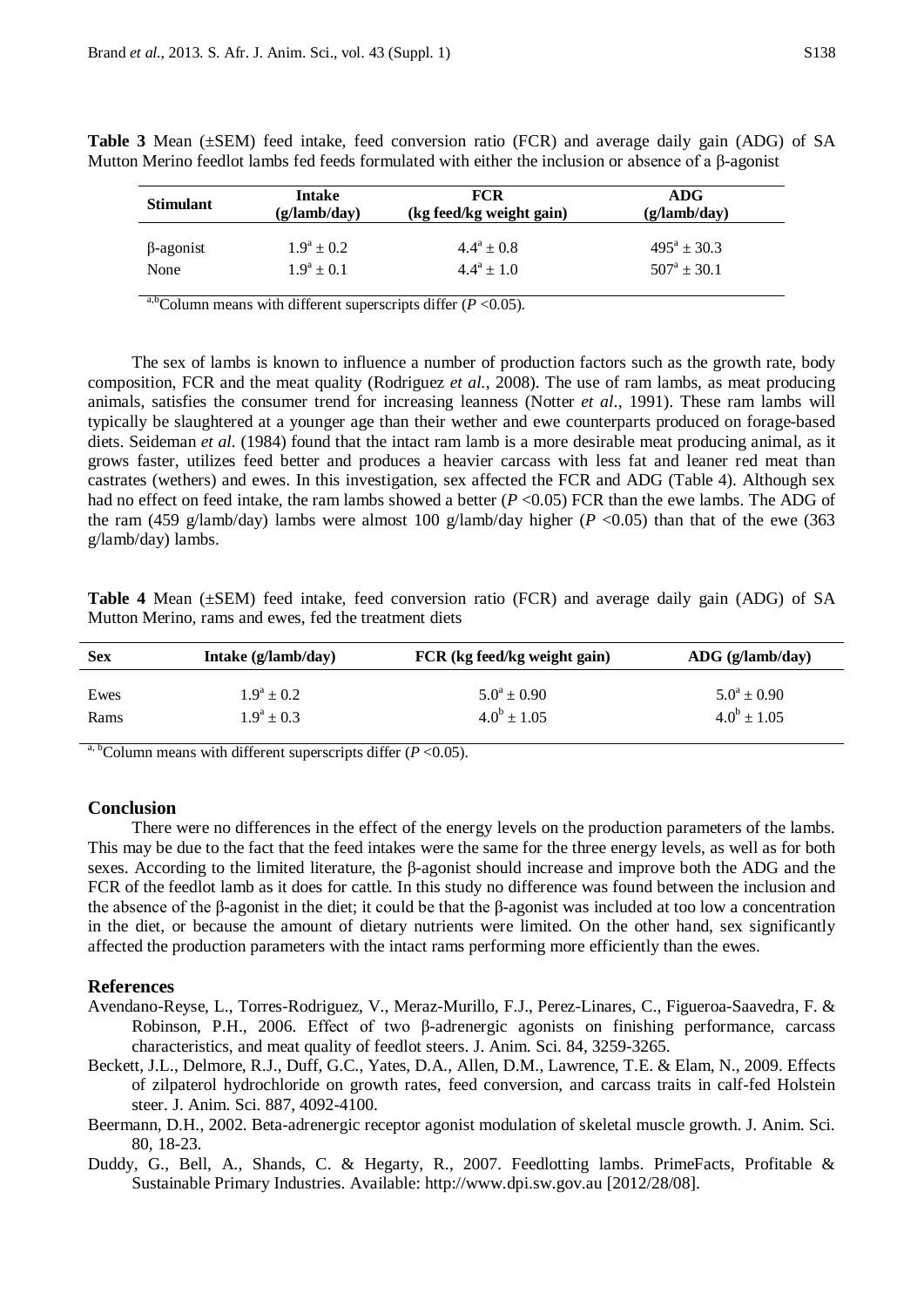**Table 3** Mean (±SEM) feed intake, feed conversion ratio (FCR) and average daily gain (ADG) of SA Mutton Merino feedlot lambs fed feeds formulated with either the inclusion or absence of a β-agonist

| Stimulant | Intake (g/lamb/day) | FCR (kg feed/kg weight gain) | ADG (g/lamb/day) |
|---|---|---|---|
| β-agonist | $1.9^a \pm 0.2$ | $4.4^a \pm 0.8$ | $495^a \pm 30.3$ |
| None | $1.9^a \pm 0.1$ | $4.4^a \pm 1.0$ | $507^a \pm 30.1$ |

a,b Column means with different superscripts differ ($P < 0.05$).

The sex of lambs is known to influence a number of production factors such as the growth rate, body composition, FCR and the meat quality (Rodriguez *et al.*, 2008). The use of ram lambs, as meat producing animals, satisfies the consumer trend for increasing leanness (Notter *et al.*, 1991). These ram lambs will typically be slaughtered at a younger age than their wether and ewe counterparts produced on forage-based diets. Seideman *et al.* (1984) found that the intact ram lamb is a more desirable meat producing animal, as it grows faster, utilizes feed better and produces a heavier carcass with less fat and leaner red meat than castrates (wethers) and ewes. In this investigation, sex affected the FCR and ADG (Table 4). Although sex had no effect on feed intake, the ram lambs showed a better ($P < 0.05$) FCR than the ewe lambs. The ADG of the ram (459 g/lamb/day) lambs were almost 100 g/lamb/day higher ($P < 0.05$) than that of the ewe (363 g/lamb/day) lambs.

**Table 4** Mean (±SEM) feed intake, feed conversion ratio (FCR) and average daily gain (ADG) of SA Mutton Merino, rams and ewes, fed the treatment diets

| Sex | Intake (g/lamb/day) | FCR (kg feed/kg weight gain) | ADG (g/lamb/day) |
|---|---|---|---|
| Ewes | $1.9^a \pm 0.2$ | $5.0^a \pm 0.90$ | $5.0^a \pm 0.90$ |
| Rams | $1.9^a \pm 0.3$ | $4.0^b \pm 1.05$ | $4.0^b \pm 1.05$ |

a, b Column means with different superscripts differ ($P < 0.05$).

## Conclusion

There were no differences in the effect of the energy levels on the production parameters of the lambs. This may be due to the fact that the feed intakes were the same for the three energy levels, as well as for both sexes. According to the limited literature, the β-agonist should increase and improve both the ADG and the FCR of the feedlot lamb as it does for cattle. In this study no difference was found between the inclusion and the absence of the β-agonist in the diet; it could be that the β-agonist was included at too low a concentration in the diet, or because the amount of dietary nutrients were limited. On the other hand, sex significantly affected the production parameters with the intact rams performing more efficiently than the ewes.

## References

Avendano-Reyse, L., Torres-Rodriguez, V., Meraz-Murillo, F.J., Perez-Linares, C., Figueroa-Saavedra, F. & Robinson, P.H., 2006. Effect of two β-adrenergic agonists on finishing performance, carcass characteristics, and meat quality of feedlot steers. J. Anim. Sci. 84, 3259-3265.

Beckett, J.L., Delmore, R.J., Duff, G.C., Yates, D.A., Allen, D.M., Lawrence, T.E. & Elam, N., 2009. Effects of zilpaterol hydrochloride on growth rates, feed conversion, and carcass traits in calf-fed Holstein steer. J. Anim. Sci. 887, 4092-4100.

Beermann, D.H., 2002. Beta-adrenergic receptor agonist modulation of skeletal muscle growth. J. Anim. Sci. 80, 18-23.

Duddy, G., Bell, A., Shands, C. & Hegarty, R., 2007. Feedlotting lambs. PrimeFacts, Profitable & Sustainable Primary Industries. Available: http://www.dpi.sw.gov.au [2012/28/08].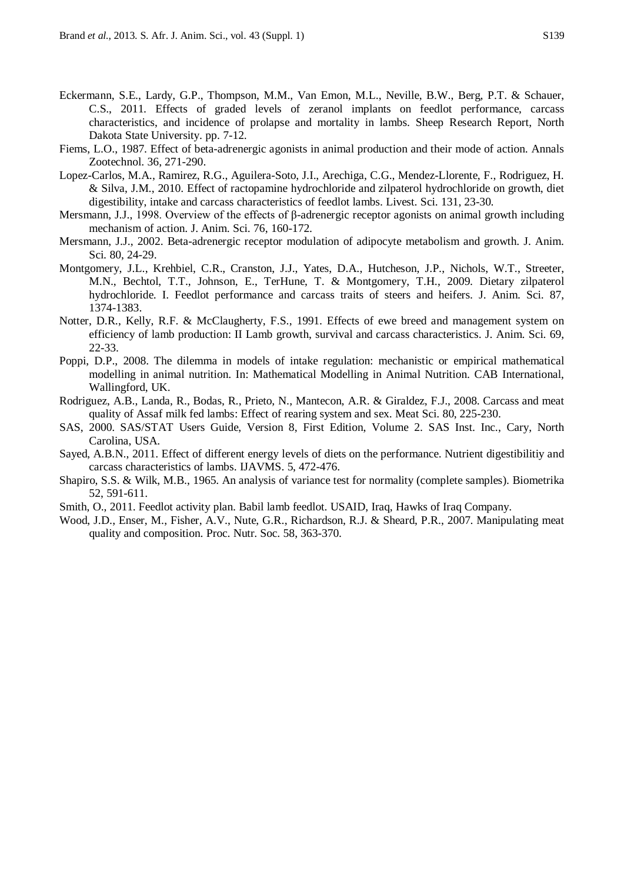Eckermann, S.E., Lardy, G.P., Thompson, M.M., Van Emon, M.L., Neville, B.W., Berg, P.T. & Schauer, C.S., 2011. Effects of graded levels of zeranol implants on feedlot performance, carcass characteristics, and incidence of prolapse and mortality in lambs. Sheep Research Report, North Dakota State University. pp. 7-12.

Fiems, L.O., 1987. Effect of beta-adrenergic agonists in animal production and their mode of action. Annals Zootechnol. 36, 271-290.

Lopez-Carlos, M.A., Ramirez, R.G., Aguilera-Soto, J.I., Arechiga, C.G., Mendez-Llorente, F., Rodriguez, H. & Silva, J.M., 2010. Effect of ractopamine hydrochloride and zilpaterol hydrochloride on growth, diet digestibility, intake and carcass characteristics of feedlot lambs. Livest. Sci. 131, 23-30.

Mersmann, J.J., 1998. Overview of the effects of β-adrenergic receptor agonists on animal growth including mechanism of action. J. Anim. Sci. 76, 160-172.

Mersmann, J.J., 2002. Beta-adrenergic receptor modulation of adipocyte metabolism and growth. J. Anim. Sci. 80, 24-29.

Montgomery, J.L., Krehbiel, C.R., Cranston, J.J., Yates, D.A., Hutcheson, J.P., Nichols, W.T., Streeter, M.N., Bechtol, T.T., Johnson, E., TerHune, T. & Montgomery, T.H., 2009. Dietary zilpaterol hydrochloride. I. Feedlot performance and carcass traits of steers and heifers. J. Anim. Sci. 87, 1374-1383.

Notter, D.R., Kelly, R.F. & McClaugherty, F.S., 1991. Effects of ewe breed and management system on efficiency of lamb production: II Lamb growth, survival and carcass characteristics. J. Anim. Sci. 69, 22-33.

Poppi, D.P., 2008. The dilemma in models of intake regulation: mechanistic or empirical mathematical modelling in animal nutrition. In: Mathematical Modelling in Animal Nutrition. CAB International, Wallingford, UK.

Rodriguez, A.B., Landa, R., Bodas, R., Prieto, N., Mantecon, A.R. & Giraldez, F.J., 2008. Carcass and meat quality of Assaf milk fed lambs: Effect of rearing system and sex. Meat Sci. 80, 225-230.

SAS, 2000. SAS/STAT Users Guide, Version 8, First Edition, Volume 2. SAS Inst. Inc., Cary, North Carolina, USA.

Sayed, A.B.N., 2011. Effect of different energy levels of diets on the performance. Nutrient digestibilitiy and carcass characteristics of lambs. IJAVMS. 5, 472-476.

Shapiro, S.S. & Wilk, M.B., 1965. An analysis of variance test for normality (complete samples). Biometrika 52, 591-611.

Smith, O., 2011. Feedlot activity plan. Babil lamb feedlot. USAID, Iraq, Hawks of Iraq Company.

Wood, J.D., Enser, M., Fisher, A.V., Nute, G.R., Richardson, R.J. & Sheard, P.R., 2007. Manipulating meat quality and composition. Proc. Nutr. Soc. 58, 363-370.